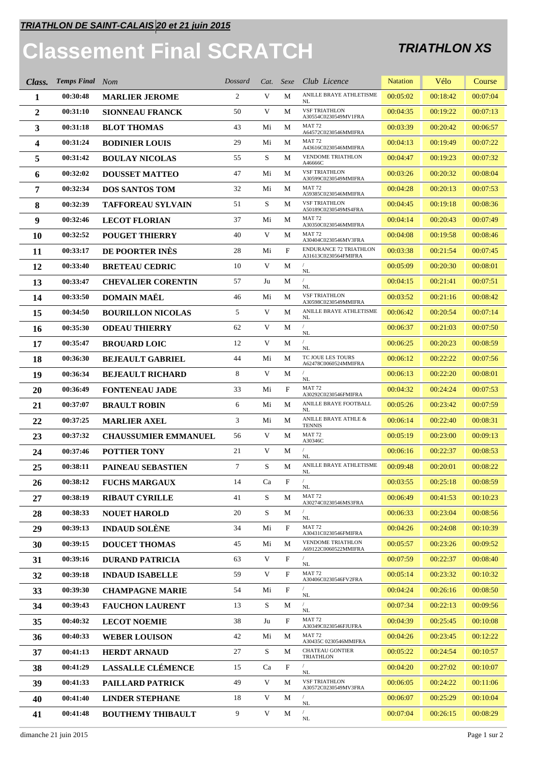***TRIATHLON DE SAINT-CALAIS 20 et 21 juin 2015***

# Classement Final SCRATCH

### *TRIATHLON XS*

| Class. | Temps Final | Nom | Dossard | Cat. | Sexe | Club Licence | Natation | Vélo | Course |
|---|---|---|---|---|---|---|---|---|---|
| 1 | 00:30:48 | MARLIER JEROME | 2 | V | M | ANILLE BRAYE ATHLETISME NL | 00:05:02 | 00:18:42 | 00:07:04 |
| 2 | 00:31:10 | SIONNEAU FRANCK | 50 | V | M | VSF TRIATHLON A30554C0230549MV1FRA | 00:04:35 | 00:19:22 | 00:07:13 |
| 3 | 00:31:18 | BLOT THOMAS | 43 | Mi | M | MAT 72 A64572C0230546MMIFRA | 00:03:39 | 00:20:42 | 00:06:57 |
| 4 | 00:31:24 | BODINIER LOUIS | 29 | Mi | M | MAT 72 A43616C0230546MMIFRA | 00:04:13 | 00:19:49 | 00:07:22 |
| 5 | 00:31:42 | BOULAY NICOLAS | 55 | S | M | VENDOME TRIATHLON A46666C | 00:04:47 | 00:19:23 | 00:07:32 |
| 6 | 00:32:02 | DOUSSET MATTEO | 47 | Mi | M | VSF TRIATHLON A30599C0230549MMIFRA | 00:03:26 | 00:20:32 | 00:08:04 |
| 7 | 00:32:34 | DOS SANTOS TOM | 32 | Mi | M | MAT 72 A59385C0230546MMIFRA | 00:04:28 | 00:20:13 | 00:07:53 |
| 8 | 00:32:39 | TAFFOREAU SYLVAIN | 51 | S | M | VSF TRIATHLON A50189C0230549MS4FRA | 00:04:45 | 00:19:18 | 00:08:36 |
| 9 | 00:32:46 | LECOT FLORIAN | 37 | Mi | M | MAT 72 A30350C0230546MMIFRA | 00:04:14 | 00:20:43 | 00:07:49 |
| 10 | 00:32:52 | POUGET THIERRY | 40 | V | M | MAT 72 A30404C0230546MV3FRA | 00:04:08 | 00:19:58 | 00:08:46 |
| 11 | 00:33:17 | DE POORTER INÈS | 28 | Mi | F | ENDURANCE 72 TRIATHLON A31613C0230564FMIFRA | 00:03:38 | 00:21:54 | 00:07:45 |
| 12 | 00:33:40 | BRETEAU CEDRIC | 10 | V | M | / NL | 00:05:09 | 00:20:30 | 00:08:01 |
| 13 | 00:33:47 | CHEVALIER CORENTIN | 57 | Ju | M | / NL | 00:04:15 | 00:21:41 | 00:07:51 |
| 14 | 00:33:50 | DOMAIN MAËL | 46 | Mi | M | VSF TRIATHLON A30598C0230549MMIFRA | 00:03:52 | 00:21:16 | 00:08:42 |
| 15 | 00:34:50 | BOURILLON NICOLAS | 5 | V | M | ANILLE BRAYE ATHLETISME NL | 00:06:42 | 00:20:54 | 00:07:14 |
| 16 | 00:35:30 | ODEAU THIERRY | 62 | V | M | / NL | 00:06:37 | 00:21:03 | 00:07:50 |
| 17 | 00:35:47 | BROUARD LOIC | 12 | V | M | / NL | 00:06:25 | 00:20:23 | 00:08:59 |
| 18 | 00:36:30 | BEJEAULT GABRIEL | 44 | Mi | M | TC JOUE LES TOURS A62478C0060524MMIFRA | 00:06:12 | 00:22:22 | 00:07:56 |
| 19 | 00:36:34 | BEJEAULT RICHARD | 8 | V | M | / NL | 00:06:13 | 00:22:20 | 00:08:01 |
| 20 | 00:36:49 | FONTENEAU JADE | 33 | Mi | F | MAT 72 A30292C0230546FMIFRA | 00:04:32 | 00:24:24 | 00:07:53 |
| 21 | 00:37:07 | BRAULT ROBIN | 6 | Mi | M | ANILLE BRAYE FOOTBALL NL | 00:05:26 | 00:23:42 | 00:07:59 |
| 22 | 00:37:25 | MARLIER AXEL | 3 | Mi | M | ANILLE BRAYE ATHLE & TENNIS | 00:06:14 | 00:22:40 | 00:08:31 |
| 23 | 00:37:32 | CHAUSSUMIER EMMANUEL | 56 | V | M | MAT 72 A30346C | 00:05:19 | 00:23:00 | 00:09:13 |
| 24 | 00:37:46 | POTTIER TONY | 21 | V | M | / NL | 00:06:16 | 00:22:37 | 00:08:53 |
| 25 | 00:38:11 | PAINEAU SEBASTIEN | 7 | S | M | ANILLE BRAYE ATHLETISME NL | 00:09:48 | 00:20:01 | 00:08:22 |
| 26 | 00:38:12 | FUCHS MARGAUX | 14 | Ca | F | / NL | 00:03:55 | 00:25:18 | 00:08:59 |
| 27 | 00:38:19 | RIBAUT CYRILLE | 41 | S | M | MAT 72 A30274C0230546MS3FRA | 00:06:49 | 00:41:53 | 00:10:23 |
| 28 | 00:38:33 | NOUET HAROLD | 20 | S | M | / NL | 00:06:33 | 00:23:04 | 00:08:56 |
| 29 | 00:39:13 | INDAUD SOLÈNE | 34 | Mi | F | MAT 72 A30431C0230546FMIFRA | 00:04:26 | 00:24:08 | 00:10:39 |
| 30 | 00:39:15 | DOUCET THOMAS | 45 | Mi | M | VENDOME TRIATHLON A69122C0060522MMIFRA | 00:05:57 | 00:23:26 | 00:09:52 |
| 31 | 00:39:16 | DURAND PATRICIA | 63 | V | F | / NL | 00:07:59 | 00:22:37 | 00:08:40 |
| 32 | 00:39:18 | INDAUD ISABELLE | 59 | V | F | MAT 72 A30406C0230546FV2FRA | 00:05:14 | 00:23:32 | 00:10:32 |
| 33 | 00:39:30 | CHAMPAGNE MARIE | 54 | Mi | F | / NL | 00:04:24 | 00:26:16 | 00:08:50 |
| 34 | 00:39:43 | FAUCHON LAURENT | 13 | S | M | / NL | 00:07:34 | 00:22:13 | 00:09:56 |
| 35 | 00:40:32 | LECOT NOEMIE | 38 | Ju | F | MAT 72 A30349C0230546FJUFRA | 00:04:39 | 00:25:45 | 00:10:08 |
| 36 | 00:40:33 | WEBER LOUISON | 42 | Mi | M | MAT 72 A30435C 0230546MMIFRA | 00:04:26 | 00:23:45 | 00:12:22 |
| 37 | 00:41:13 | HERDT ARNAUD | 27 | S | M | CHATEAU GONTIER TRIATHLON | 00:05:22 | 00:24:54 | 00:10:57 |
| 38 | 00:41:29 | LASSALLE CLÉMENCE | 15 | Ca | F | / NL | 00:04:20 | 00:27:02 | 00:10:07 |
| 39 | 00:41:33 | PAILLARD PATRICK | 49 | V | M | VSF TRIATHLON A30572C0230549MV3FRA | 00:06:05 | 00:24:22 | 00:11:06 |
| 40 | 00:41:40 | LINDER STEPHANE | 18 | V | M | / NL | 00:06:07 | 00:25:29 | 00:10:04 |
| 41 | 00:41:48 | BOUTHEMY THIBAULT | 9 | V | M | / NL | 00:07:04 | 00:26:15 | 00:08:29 |

dimanche 21 juin 2015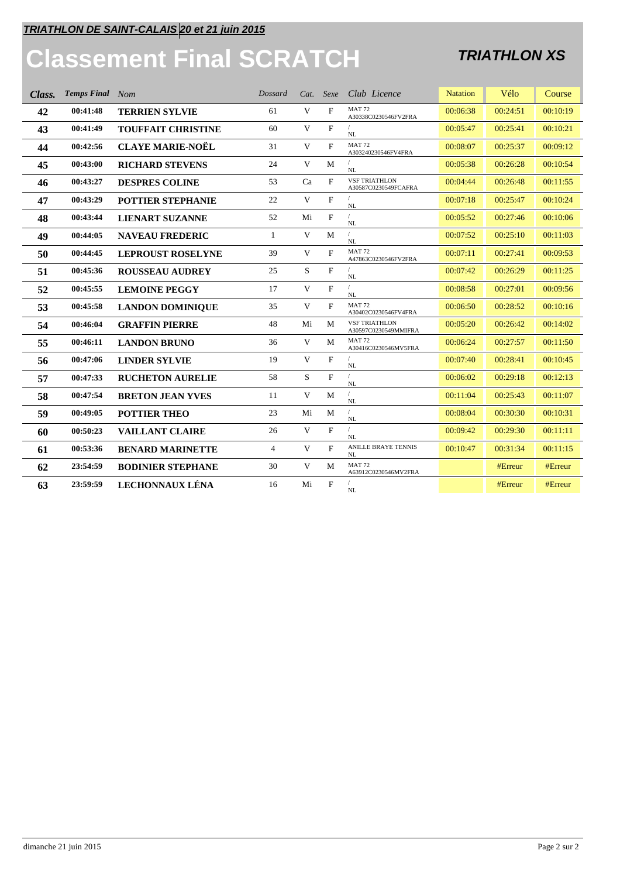**TRIATHLON DE SAINT-CALAIS 20 et 21 juin 2015**

# Classement Final SCRATCH

## TRIATHLON XS

| Class. | Temps Final | Nom | Dossard | Cat. | Sexe | Club Licence | Natation | Vélo | Course |
|---|---|---|---|---|---|---|---|---|---|
| 42 | 00:41:48 | TERRIEN SYLVIE | 61 | V | F | MAT 72 A30338C0230546FV2FRA | 00:06:38 | 00:24:51 | 00:10:19 |
| 43 | 00:41:49 | TOUFFAIT CHRISTINE | 60 | V | F | / NL | 00:05:47 | 00:25:41 | 00:10:21 |
| 44 | 00:42:56 | CLAYE MARIE-NOËL | 31 | V | F | MAT 72 A303240230546FV4FRA | 00:08:07 | 00:25:37 | 00:09:12 |
| 45 | 00:43:00 | RICHARD STEVENS | 24 | V | M | / NL | 00:05:38 | 00:26:28 | 00:10:54 |
| 46 | 00:43:27 | DESPRES COLINE | 53 | Ca | F | VSF TRIATHLON A30587C0230549FCAFRA | 00:04:44 | 00:26:48 | 00:11:55 |
| 47 | 00:43:29 | POTTIER STEPHANIE | 22 | V | F | / NL | 00:07:18 | 00:25:47 | 00:10:24 |
| 48 | 00:43:44 | LIENART SUZANNE | 52 | Mi | F | / NL | 00:05:52 | 00:27:46 | 00:10:06 |
| 49 | 00:44:05 | NAVEAU FREDERIC | 1 | V | M | / NL | 00:07:52 | 00:25:10 | 00:11:03 |
| 50 | 00:44:45 | LEPROUST ROSELYNE | 39 | V | F | MAT 72 A47863C0230546FV2FRA | 00:07:11 | 00:27:41 | 00:09:53 |
| 51 | 00:45:36 | ROUSSEAU AUDREY | 25 | S | F | / NL | 00:07:42 | 00:26:29 | 00:11:25 |
| 52 | 00:45:55 | LEMOINE PEGGY | 17 | V | F | / NL | 00:08:58 | 00:27:01 | 00:09:56 |
| 53 | 00:45:58 | LANDON DOMINIQUE | 35 | V | F | MAT 72 A30402C0230546FV4FRA | 00:06:50 | 00:28:52 | 00:10:16 |
| 54 | 00:46:04 | GRAFFIN PIERRE | 48 | Mi | M | VSF TRIATHLON A30597C0230549MMIFRA | 00:05:20 | 00:26:42 | 00:14:02 |
| 55 | 00:46:11 | LANDON BRUNO | 36 | V | M | MAT 72 A30416C0230546MV5FRA | 00:06:24 | 00:27:57 | 00:11:50 |
| 56 | 00:47:06 | LINDER SYLVIE | 19 | V | F | / NL | 00:07:40 | 00:28:41 | 00:10:45 |
| 57 | 00:47:33 | RUCHETON AURELIE | 58 | S | F | / NL | 00:06:02 | 00:29:18 | 00:12:13 |
| 58 | 00:47:54 | BRETON JEAN YVES | 11 | V | M | / NL | 00:11:04 | 00:25:43 | 00:11:07 |
| 59 | 00:49:05 | POTTIER THEO | 23 | Mi | M | / NL | 00:08:04 | 00:30:30 | 00:10:31 |
| 60 | 00:50:23 | VAILLANT CLAIRE | 26 | V | F | / NL | 00:09:42 | 00:29:30 | 00:11:11 |
| 61 | 00:53:36 | BENARD MARINETTE | 4 | V | F | ANILLE BRAYE TENNIS NL | 00:10:47 | 00:31:34 | 00:11:15 |
| 62 | 23:54:59 | BODINIER STEPHANE | 30 | V | M | MAT 72 A63912C0230546MV2FRA | | #Erreur | #Erreur |
| 63 | 23:59:59 | LECHONNAUX LÉNA | 16 | Mi | F | / NL | | #Erreur | #Erreur |

dimanche 21 juin 2015